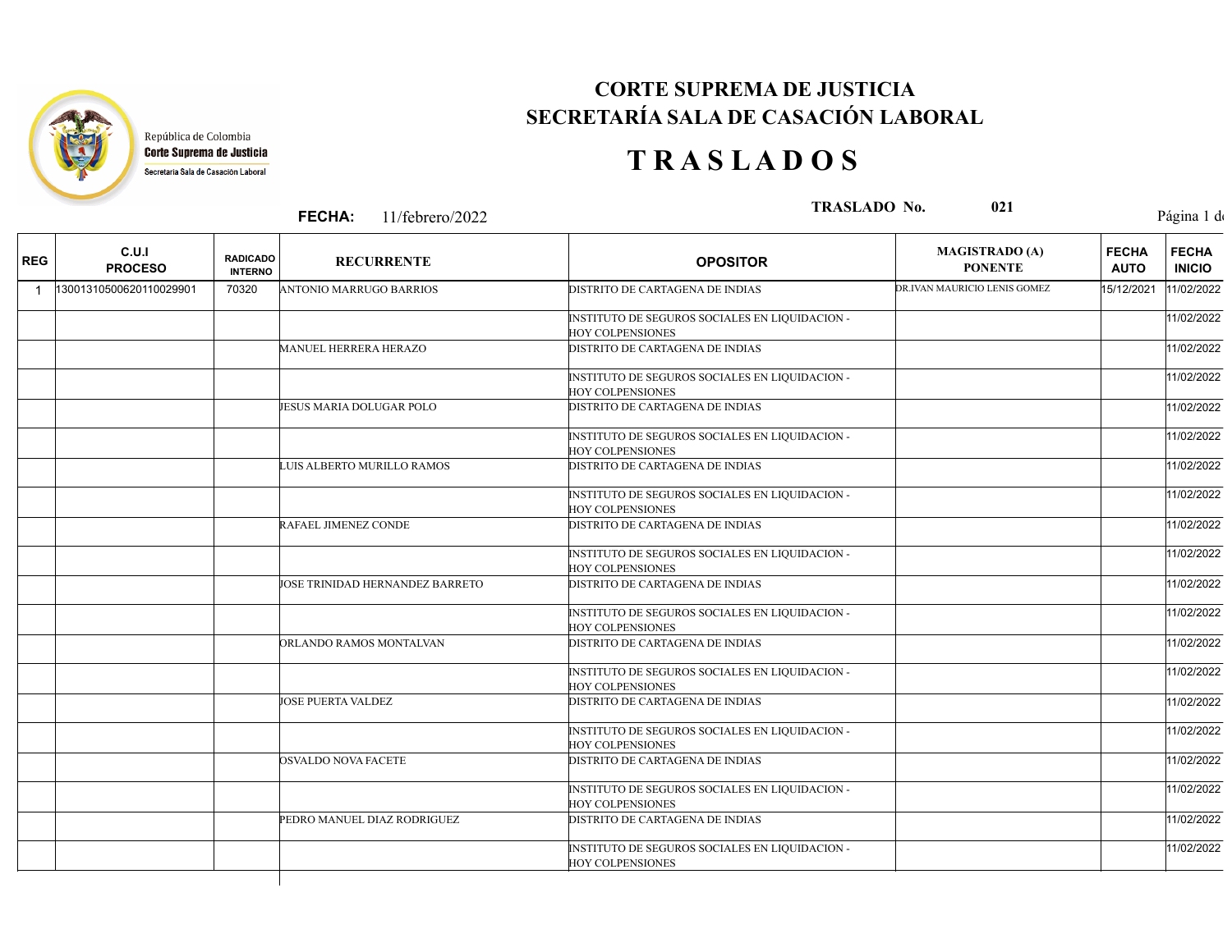República de Colombia
**Corte Suprema de Justicia**
Secretaría Sala de Casación Laboral

# CORTE SUPREMA DE JUSTICIA
## SECRETARÍA SALA DE CASACIÓN LABORAL

# T R A S L A D O S

**FECHA:** 11/febrero/2022

**TRASLADO No.** 021

| REG | C.U.I PROCESO | RADICADO INTERNO | RECURRENTE | OPOSITOR | MAGISTRADO (A) PONENTE | FECHA AUTO | FECHA INICIO |
|---|---|---|---|---|---|---|---|
| 1 | 13001310500620110029901 | 70320 | ANTONIO MARRUGO BARRIOS | DISTRITO DE CARTAGENA DE INDIAS | DR.IVAN MAURICIO LENIS GOMEZ | 15/12/2021 | 11/02/2022 |
| | | | | INSTITUTO DE SEGUROS SOCIALES EN LIQUIDACION - HOY COLPENSIONES | | | 11/02/2022 |
| | | | MANUEL HERRERA HERAZO | DISTRITO DE CARTAGENA DE INDIAS | | | 11/02/2022 |
| | | | | INSTITUTO DE SEGUROS SOCIALES EN LIQUIDACION - HOY COLPENSIONES | | | 11/02/2022 |
| | | | JESUS MARIA DOLUGAR POLO | DISTRITO DE CARTAGENA DE INDIAS | | | 11/02/2022 |
| | | | | INSTITUTO DE SEGUROS SOCIALES EN LIQUIDACION - HOY COLPENSIONES | | | 11/02/2022 |
| | | | LUIS ALBERTO MURILLO RAMOS | DISTRITO DE CARTAGENA DE INDIAS | | | 11/02/2022 |
| | | | | INSTITUTO DE SEGUROS SOCIALES EN LIQUIDACION - HOY COLPENSIONES | | | 11/02/2022 |
| | | | RAFAEL JIMENEZ CONDE | DISTRITO DE CARTAGENA DE INDIAS | | | 11/02/2022 |
| | | | | INSTITUTO DE SEGUROS SOCIALES EN LIQUIDACION - HOY COLPENSIONES | | | 11/02/2022 |
| | | | JOSE TRINIDAD HERNANDEZ BARRETO | DISTRITO DE CARTAGENA DE INDIAS | | | 11/02/2022 |
| | | | | INSTITUTO DE SEGUROS SOCIALES EN LIQUIDACION - HOY COLPENSIONES | | | 11/02/2022 |
| | | | ORLANDO RAMOS MONTALVAN | DISTRITO DE CARTAGENA DE INDIAS | | | 11/02/2022 |
| | | | | INSTITUTO DE SEGUROS SOCIALES EN LIQUIDACION - HOY COLPENSIONES | | | 11/02/2022 |
| | | | JOSE PUERTA VALDEZ | DISTRITO DE CARTAGENA DE INDIAS | | | 11/02/2022 |
| | | | | INSTITUTO DE SEGUROS SOCIALES EN LIQUIDACION - HOY COLPENSIONES | | | 11/02/2022 |
| | | | OSVALDO NOVA FACETE | DISTRITO DE CARTAGENA DE INDIAS | | | 11/02/2022 |
| | | | | INSTITUTO DE SEGUROS SOCIALES EN LIQUIDACION - HOY COLPENSIONES | | | 11/02/2022 |
| | | | PEDRO MANUEL DIAZ RODRIGUEZ | DISTRITO DE CARTAGENA DE INDIAS | | | 11/02/2022 |
| | | | | INSTITUTO DE SEGUROS SOCIALES EN LIQUIDACION - HOY COLPENSIONES | | | 11/02/2022 |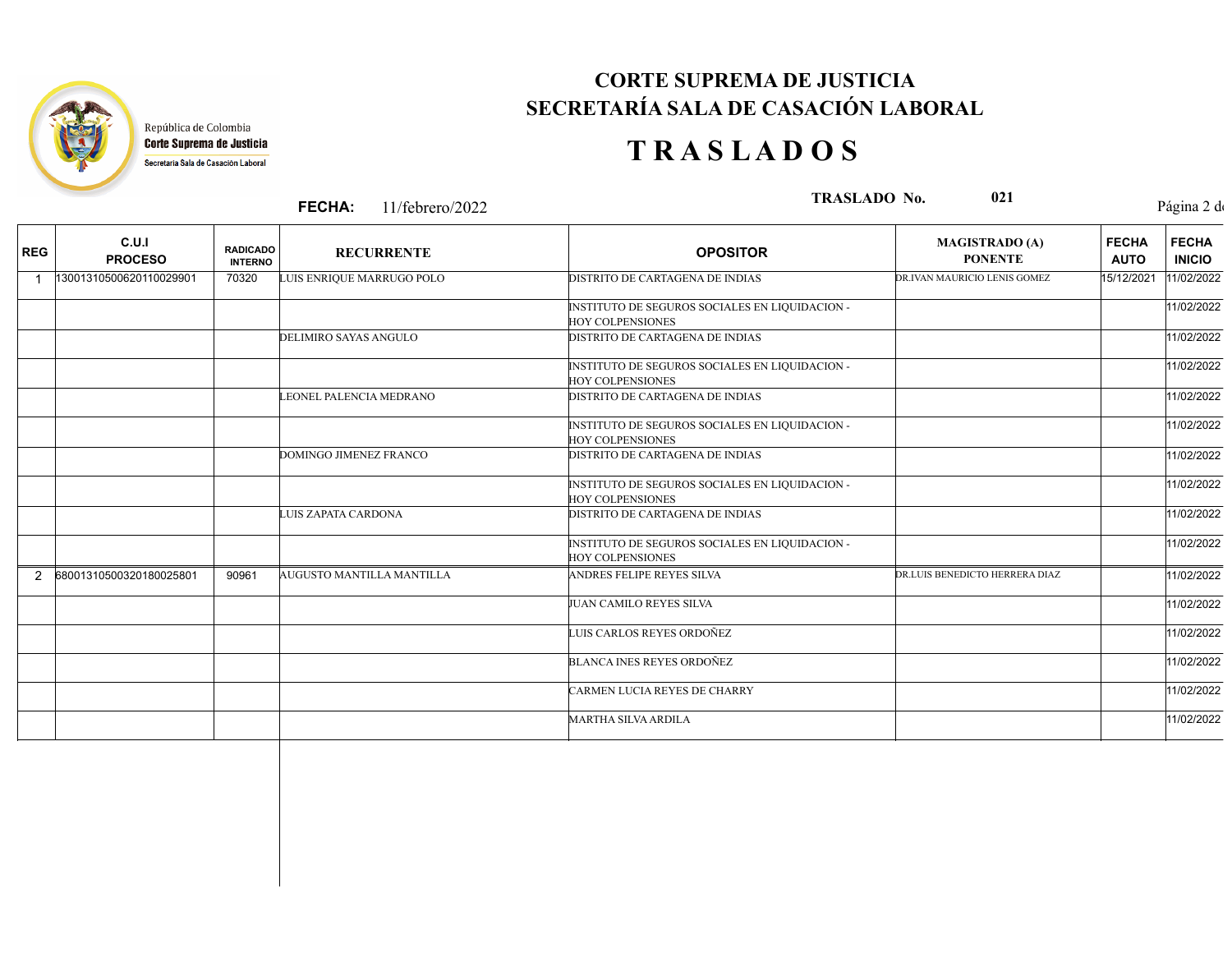República de Colombia
**Corte Suprema de Justicia**
Secretaría Sala de Casación Laboral

# CORTE SUPREMA DE JUSTICIA
# SECRETARÍA SALA DE CASACIÓN LABORAL

# T R A S L A D O S

**FECHA:** 11/febrero/2022 **TRASLADO No.** 021

| REG | C.U.I PROCESO | RADICADO INTERNO | RECURRENTE | OPOSITOR | MAGISTRADO (A) PONENTE | FECHA AUTO | FECHA INICIO |
|---|---|---|---|---|---|---|---|
| 1 | 13001310500620110029901 | 70320 | LUIS ENRIQUE MARRUGO POLO | DISTRITO DE CARTAGENA DE INDIAS | DR.IVAN MAURICIO LENIS GOMEZ | 15/12/2021 | 11/02/2022 |
| | | | | INSTITUTO DE SEGUROS SOCIALES EN LIQUIDACION - HOY COLPENSIONES | | | 11/02/2022 |
| | | | DELIMIRO SAYAS ANGULO | DISTRITO DE CARTAGENA DE INDIAS | | | 11/02/2022 |
| | | | | INSTITUTO DE SEGUROS SOCIALES EN LIQUIDACION - HOY COLPENSIONES | | | 11/02/2022 |
| | | | LEONEL PALENCIA MEDRANO | DISTRITO DE CARTAGENA DE INDIAS | | | 11/02/2022 |
| | | | | INSTITUTO DE SEGUROS SOCIALES EN LIQUIDACION - HOY COLPENSIONES | | | 11/02/2022 |
| | | | DOMINGO JIMENEZ FRANCO | DISTRITO DE CARTAGENA DE INDIAS | | | 11/02/2022 |
| | | | | INSTITUTO DE SEGUROS SOCIALES EN LIQUIDACION - HOY COLPENSIONES | | | 11/02/2022 |
| | | | LUIS ZAPATA CARDONA | DISTRITO DE CARTAGENA DE INDIAS | | | 11/02/2022 |
| | | | | INSTITUTO DE SEGUROS SOCIALES EN LIQUIDACION - HOY COLPENSIONES | | | 11/02/2022 |
| 2 | 68001310500320180025801 | 90961 | AUGUSTO MANTILLA MANTILLA | ANDRES FELIPE REYES SILVA | DR.LUIS BENEDICTO HERRERA DIAZ | | 11/02/2022 |
| | | | | JUAN CAMILO REYES SILVA | | | 11/02/2022 |
| | | | | LUIS CARLOS REYES ORDOÑEZ | | | 11/02/2022 |
| | | | | BLANCA INES REYES ORDOÑEZ | | | 11/02/2022 |
| | | | | CARMEN LUCIA REYES DE CHARRY | | | 11/02/2022 |
| | | | | MARTHA SILVA ARDILA | | | 11/02/2022 |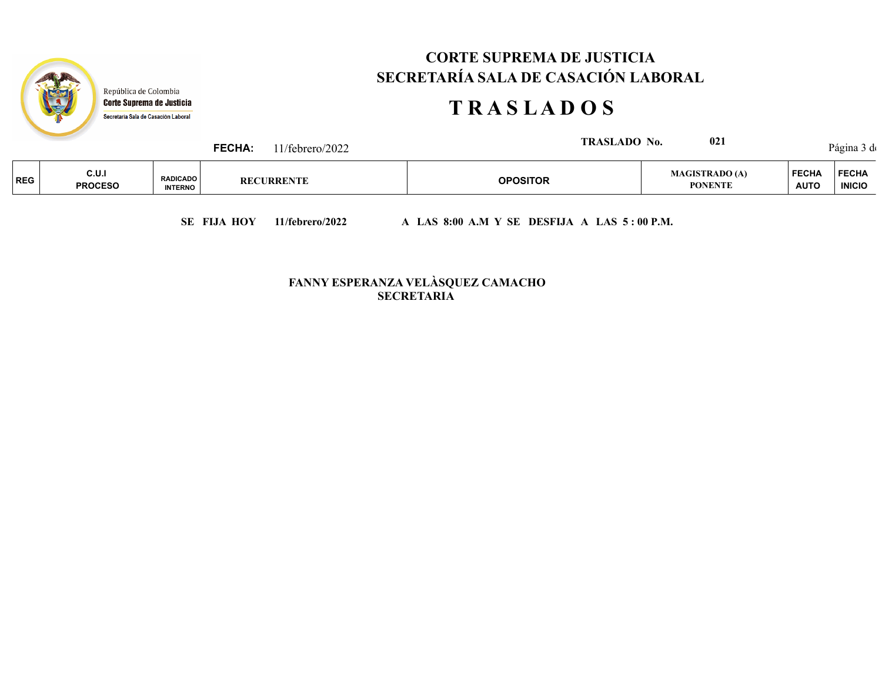República de Colombia
**Corte Suprema de Justicia**
Secretaría Sala de Casación Laboral

# CORTE SUPREMA DE JUSTICIA
## SECRETARÍA SALA DE CASACIÓN LABORAL

# T R A S L A D O S

**FECHA:** 11/febrero/2022 **TRASLADO No.** 021

| REG | C.U.I PROCESO | RADICADO INTERNO | RECURRENTE | OPOSITOR | MAGISTRADO (A) PONENTE | FECHA AUTO | FECHA INICIO |
|---|---|---|---|---|---|---|---|

**SE FIJA HOY 11/febrero/2022 A LAS 8:00 A.M Y SE DESFIJA A LAS 5 : 00 P.M.**

**FANNY ESPERANZA VELÀSQUEZ CAMACHO**
**SECRETARIA**